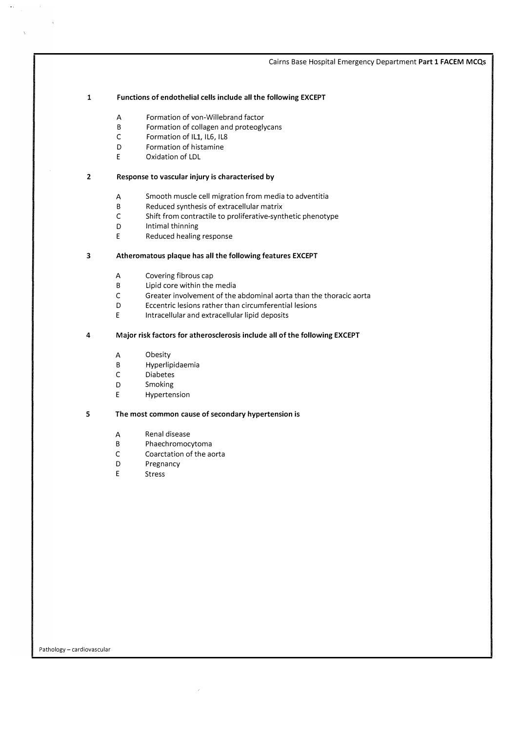**1 Functions of endothelial cells include all the following EXCEPT**

- A Formation of von-Willebrand factor
- B Formation of collagen and proteoglycans
- C Formation of IL1, IL6, IL8
- D Formation of histamine
- E Oxidation of LDL

**2 Response to vascular injury is characterised by**

- A Smooth muscle cell migration from media to adventitia
- B Reduced synthesis of extracellular matrix
- C Shift from contractile to proliferative-synthetic phenotype
- D Intimal thinning
- E Reduced healing response

**3 Atheromatous plaque has all the following features EXCEPT**

- A Covering fibrous cap
- B Lipid core within the media
- C Greater involvement of the abdominal aorta than the thoracic aorta
- D Eccentric lesions rather than circumferential lesions
- E Intracellular and extracellular lipid deposits

**4 Major risk factors for atherosclerosis include all of the following EXCEPT**

- A Obesity
- B Hyperlipidaemia
- C Diabetes
- D Smoking
- E Hypertension

**5 The most common cause of secondary hypertension is**

- A Renal disease
- B Phaechromocytoma
- C Coarctation of the aorta
- D Pregnancy
- E Stress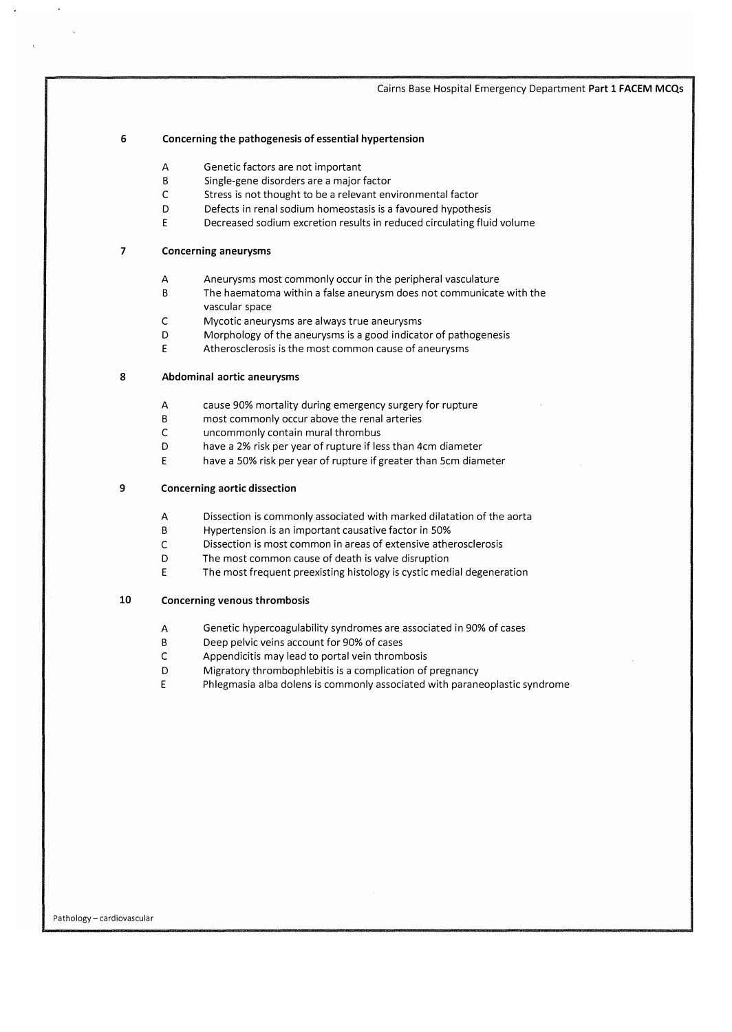**6 Concerning the pathogenesis of essential hypertension**

- A Genetic factors are not important
- B Single-gene disorders are a major factor
- C Stress is not thought to be a relevant environmental factor
- D Defects in renal sodium homeostasis is a favoured hypothesis
- E Decreased sodium excretion results in reduced circulating fluid volume

**7 Concerning aneurysms**

- A Aneurysms most commonly occur in the peripheral vasculature
- B The haematoma within a false aneurysm does not communicate with the vascular space
- C Mycotic aneurysms are always true aneurysms
- D Morphology of the aneurysms is a good indicator of pathogenesis
- E Atherosclerosis is the most common cause of aneurysms

**8 Abdominal aortic aneurysms**

- A cause 90% mortality during emergency surgery for rupture
- B most commonly occur above the renal arteries
- C uncommonly contain mural thrombus
- D have a 2% risk per year of rupture if less than 4cm diameter
- E have a 50% risk per year of rupture if greater than 5cm diameter

**9 Concerning aortic dissection**

- A Dissection is commonly associated with marked dilatation of the aorta
- B Hypertension is an important causative factor in 50%
- C Dissection is most common in areas of extensive atherosclerosis
- D The most common cause of death is valve disruption
- E The most frequent preexisting histology is cystic medial degeneration

**10 Concerning venous thrombosis**

- A Genetic hypercoagulability syndromes are associated in 90% of cases
- B Deep pelvic veins account for 90% of cases
- C Appendicitis may lead to portal vein thrombosis
- D Migratory thrombophlebitis is a complication of pregnancy
- E Phlegmasia alba dolens is commonly associated with paraneoplastic syndrome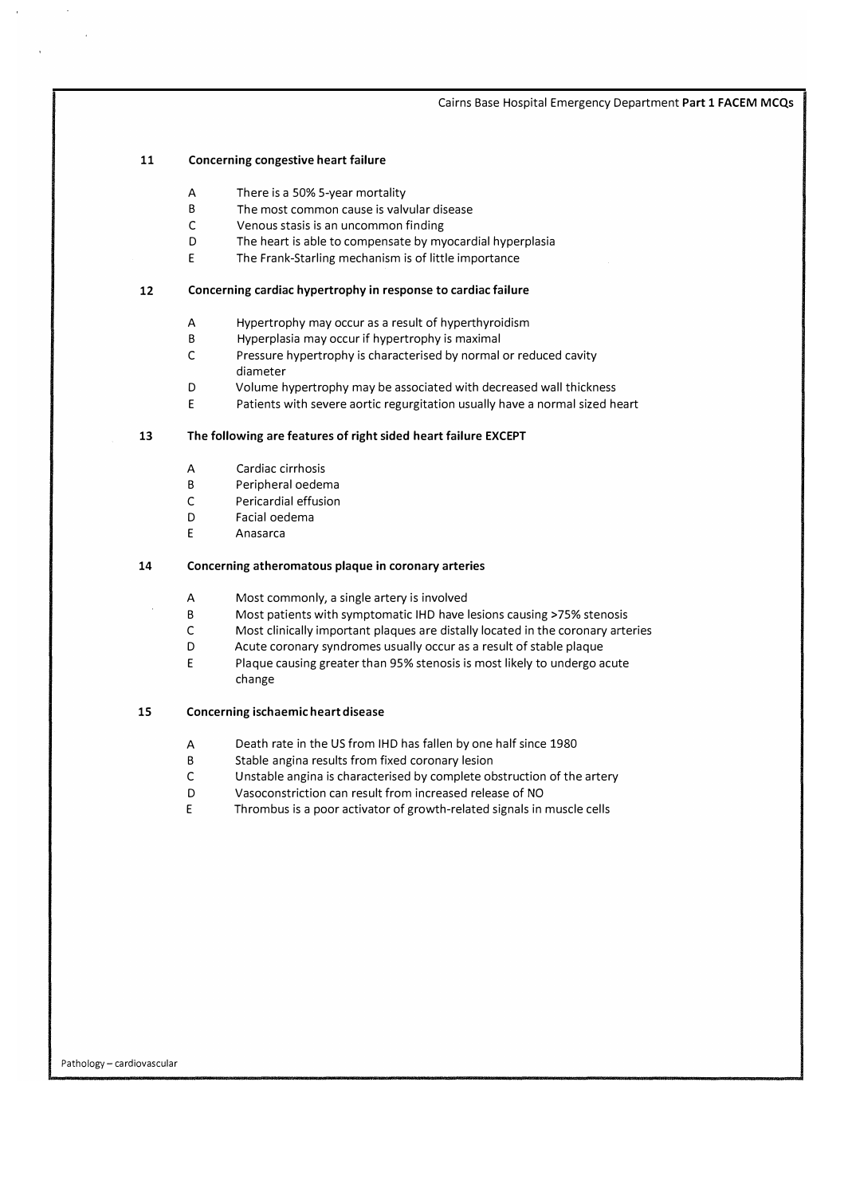**11 Concerning congestive heart failure**

- A There is a 50% 5-year mortality
- B The most common cause is valvular disease
- C Venous stasis is an uncommon finding
- D The heart is able to compensate by myocardial hyperplasia
- E The Frank-Starling mechanism is of little importance

**12 Concerning cardiac hypertrophy in response to cardiac failure**

- A Hypertrophy may occur as a result of hyperthyroidism
- B Hyperplasia may occur if hypertrophy is maximal
- C Pressure hypertrophy is characterised by normal or reduced cavity diameter
- D Volume hypertrophy may be associated with decreased wall thickness
- E Patients with severe aortic regurgitation usually have a normal sized heart

**13 The following are features of right sided heart failure EXCEPT**

- A Cardiac cirrhosis
- B Peripheral oedema
- C Pericardial effusion
- D Facial oedema
- E Anasarca

**14 Concerning atheromatous plaque in coronary arteries**

- A Most commonly, a single artery is involved
- B Most patients with symptomatic IHD have lesions causing >75% stenosis
- C Most clinically important plaques are distally located in the coronary arteries
- D Acute coronary syndromes usually occur as a result of stable plaque
- E Plaque causing greater than 95% stenosis is most likely to undergo acute change

**15 Concerning ischaemic heart disease**

- A Death rate in the US from IHD has fallen by one half since 1980
- B Stable angina results from fixed coronary lesion
- C Unstable angina is characterised by complete obstruction of the artery
- D Vasoconstriction can result from increased release of NO
- E Thrombus is a poor activator of growth-related signals in muscle cells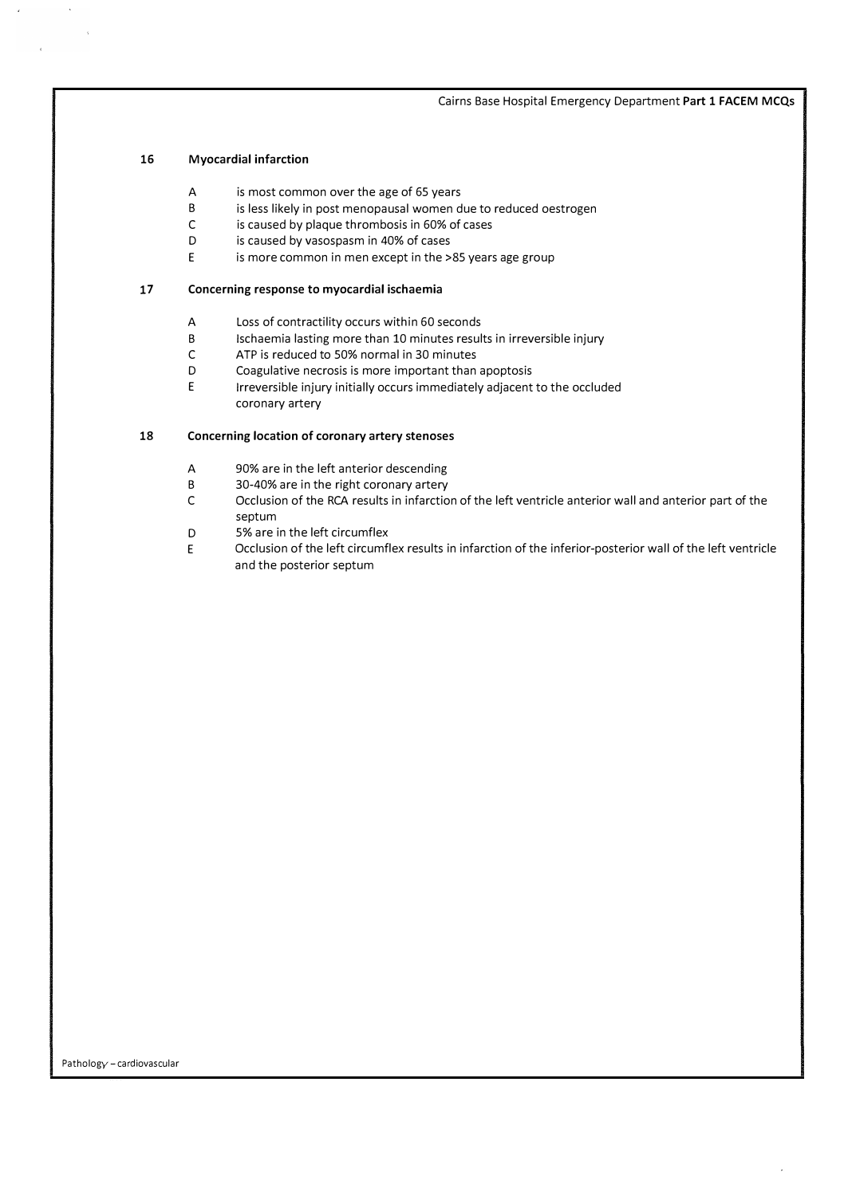**16 Myocardial infarction**

- A is most common over the age of 65 years
- B is less likely in post menopausal women due to reduced oestrogen
- C is caused by plaque thrombosis in 60% of cases
- D is caused by vasospasm in 40% of cases
- E is more common in men except in the >85 years age group

**17 Concerning response to myocardial ischaemia**

- A Loss of contractility occurs within 60 seconds
- B Ischaemia lasting more than 10 minutes results in irreversible injury
- C ATP is reduced to 50% normal in 30 minutes
- D Coagulative necrosis is more important than apoptosis
- E Irreversible injury initially occurs immediately adjacent to the occluded coronary artery

**18 Concerning location of coronary artery stenoses**

- A 90% are in the left anterior descending
- B 30-40% are in the right coronary artery
- C Occlusion of the RCA results in infarction of the left ventricle anterior wall and anterior part of the septum
- D 5% are in the left circumflex
- E Occlusion of the left circumflex results in infarction of the inferior-posterior wall of the left ventricle and the posterior septum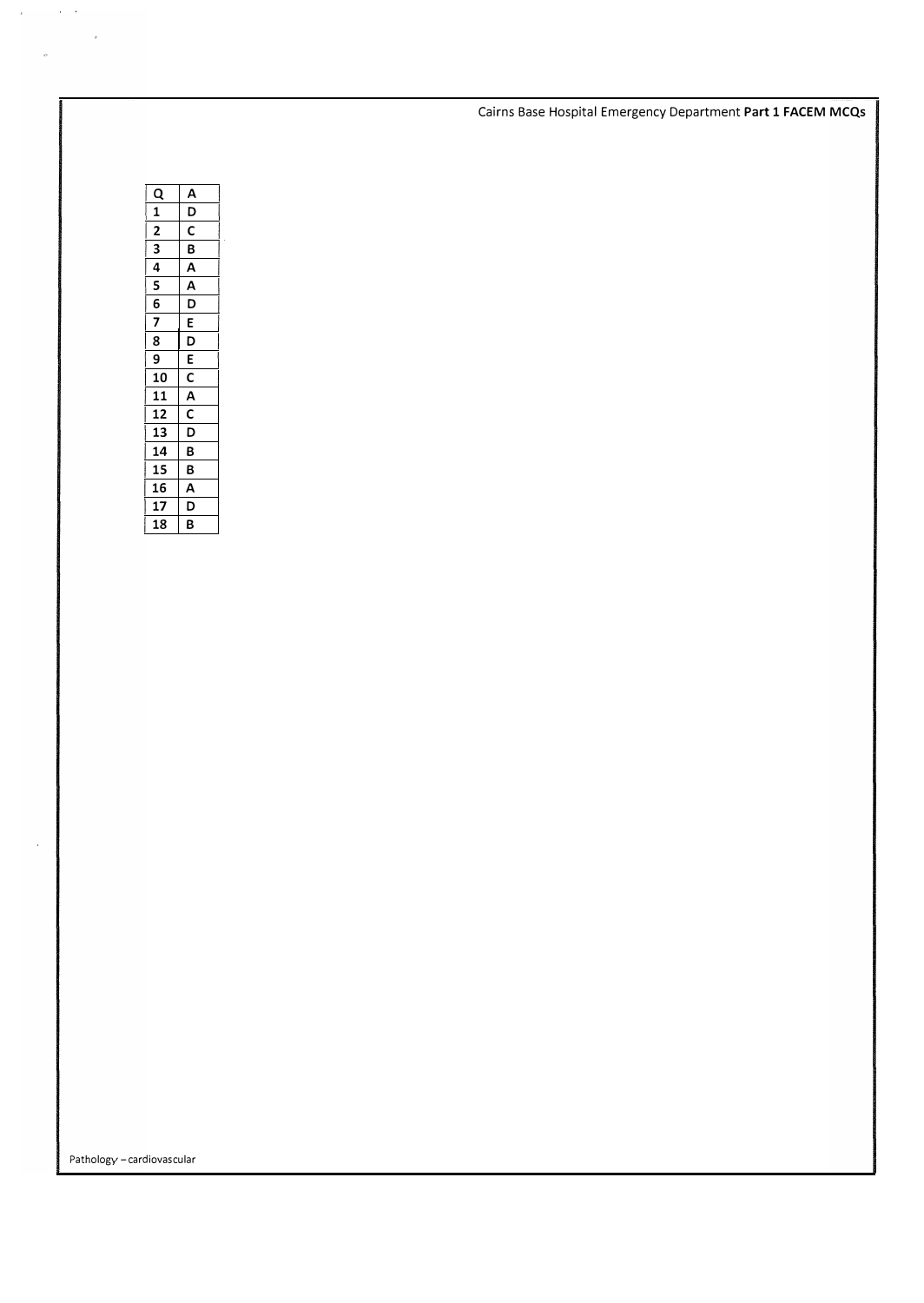| Q | A |
|---|---|
| 1 | D |
| 2 | C |
| 3 | B |
| 4 | A |
| 5 | A |
| 6 | D |
| 7 | E |
| 8 | D |
| 9 | E |
| 10 | C |
| 11 | A |
| 12 | C |
| 13 | D |
| 14 | B |
| 15 | B |
| 16 | A |
| 17 | D |
| 18 | B |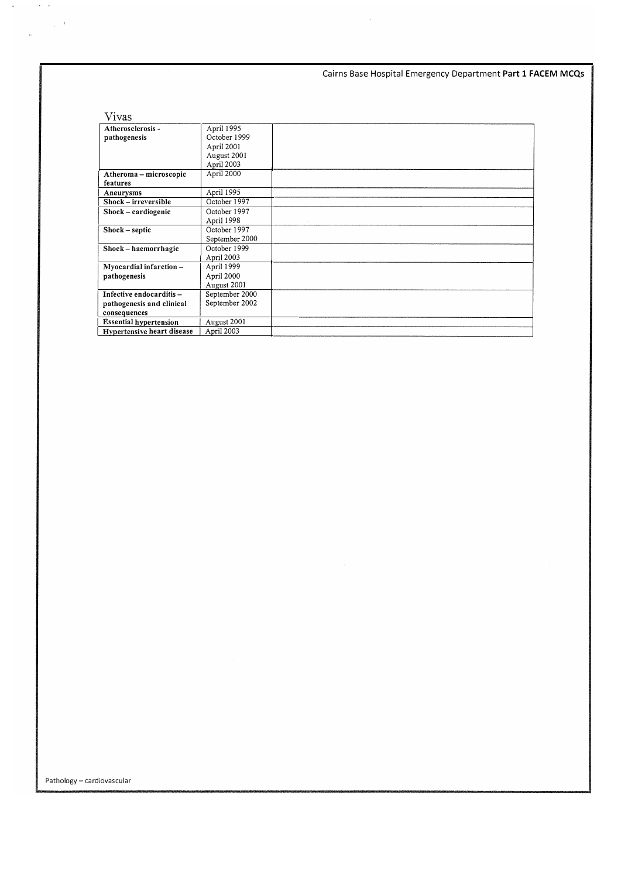## Vivas

| | | |
|---|---|---|
| **Atherosclerosis - pathogenesis** | April 1995<br>October 1999<br>April 2001<br>August 2001<br>April 2003 | |
| **Atheroma – microscopic features** | April 2000 | |
| **Aneurysms** | April 1995 | |
| **Shock – irreversible** | October 1997 | |
| **Shock – cardiogenic** | October 1997<br>April 1998 | |
| **Shock – septic** | October 1997<br>September 2000 | |
| **Shock – haemorrhagic** | October 1999<br>April 2003 | |
| **Myocardial infarction – pathogenesis** | April 1999<br>April 2000<br>August 2001 | |
| **Infective endocarditis – pathogenesis and clinical consequences** | September 2000<br>September 2002 | |
| **Essential hypertension** | August 2001 | |
| **Hypertensive heart disease** | April 2003 | |